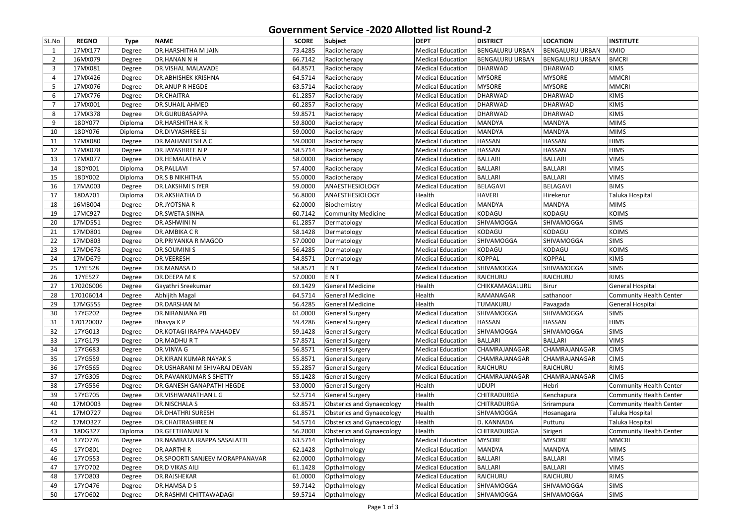# Government Service -2020 Allotted list Round-2

| SL.No | REGNO | Type | NAME | SCORE | Subject | DEPT | DISTRICT | LOCATION | INSTITUTE |
|---|---|---|---|---|---|---|---|---|---|
| 1 | 17MX177 | Degree | DR.HARSHITHA M JAIN | 73.4285 | Radiotherapy | Medical Education | BENGALURU URBAN | BENGALURU URBAN | KMIO |
| 2 | 16MX079 | Degree | DR.HANAN N H | 66.7142 | Radiotherapy | Medical Education | BENGALURU URBAN | BENGALURU URBAN | BMCRI |
| 3 | 17MX081 | Degree | DR.VISHAL MALAVADE | 64.8571 | Radiotherapy | Medical Education | DHARWAD | DHARWAD | KIMS |
| 4 | 17MX426 | Degree | DR.ABHISHEK KRISHNA | 64.5714 | Radiotherapy | Medical Education | MYSORE | MYSORE | MMCRI |
| 5 | 17MX076 | Degree | DR.ANUP R HEGDE | 63.5714 | Radiotherapy | Medical Education | MYSORE | MYSORE | MMCRI |
| 6 | 17MX776 | Degree | DR.CHAITRA | 61.2857 | Radiotherapy | Medical Education | DHARWAD | DHARWAD | KIMS |
| 7 | 17MX001 | Degree | DR.SUHAIL AHMED | 60.2857 | Radiotherapy | Medical Education | DHARWAD | DHARWAD | KIMS |
| 8 | 17MX378 | Degree | DR.GURUBASAPPA | 59.8571 | Radiotherapy | Medical Education | DHARWAD | DHARWAD | KIMS |
| 9 | 18DY077 | Diploma | DR.HARSHITHA K R | 59.8000 | Radiotherapy | Medical Education | MANDYA | MANDYA | MIMS |
| 10 | 18DY076 | Diploma | DR.DIVYASHREE SJ | 59.0000 | Radiotherapy | Medical Education | MANDYA | MANDYA | MIMS |
| 11 | 17MX080 | Degree | DR.MAHANTESH A C | 59.0000 | Radiotherapy | Medical Education | HASSAN | HASSAN | HIMS |
| 12 | 17MX078 | Degree | DR.JAYASHREE N P | 58.5714 | Radiotherapy | Medical Education | HASSAN | HASSAN | HIMS |
| 13 | 17MX077 | Degree | DR.HEMALATHA V | 58.0000 | Radiotherapy | Medical Education | BALLARI | BALLARI | VIMS |
| 14 | 18DY001 | Diploma | DR.PALLAVI | 57.4000 | Radiotherapy | Medical Education | BALLARI | BALLARI | VIMS |
| 15 | 18DY002 | Diploma | DR.S B NIKHITHA | 55.0000 | Radiotherapy | Medical Education | BALLARI | BALLARI | VIMS |
| 16 | 17MA003 | Degree | DR.LAKSHMI S IYER | 59.0000 | ANAESTHESIOLOGY | Medical Education | BELAGAVI | BELAGAVI | BIMS |
| 17 | 18DA701 | Diploma | DR.AKSHATHA D | 56.8000 | ANAESTHESIOLOGY | Health | HAVERI | Hirekerur | Taluka Hospital |
| 18 | 16MB004 | Degree | DR.JYOTSNA R | 62.0000 | Biochemistry | Medical Education | MANDYA | MANDYA | MIMS |
| 19 | 17MC927 | Degree | DR.SWETA SINHA | 60.7142 | Community Medicine | Medical Education | KODAGU | KODAGU | KOIMS |
| 20 | 17MD551 | Degree | DR.ASHWINI N | 61.2857 | Dermatology | Medical Education | SHIVAMOGGA | SHIVAMOGGA | SIMS |
| 21 | 17MD801 | Degree | DR.AMBIKA C R | 58.1428 | Dermatology | Medical Education | KODAGU | KODAGU | KOIMS |
| 22 | 17MD803 | Degree | DR.PRIYANKA R MAGOD | 57.0000 | Dermatology | Medical Education | SHIVAMOGGA | SHIVAMOGGA | SIMS |
| 23 | 17MD678 | Degree | DR.SOUMINI S | 56.4285 | Dermatology | Medical Education | KODAGU | KODAGU | KOIMS |
| 24 | 17MD679 | Degree | DR.VEERESH | 54.8571 | Dermatology | Medical Education | KOPPAL | KOPPAL | KIMS |
| 25 | 17YE528 | Degree | DR.MANASA D | 58.8571 | E N T | Medical Education | SHIVAMOGGA | SHIVAMOGGA | SIMS |
| 26 | 17YE527 | Degree | DR.DEEPA M K | 57.0000 | E N T | Medical Education | RAICHURU | RAICHURU | RIMS |
| 27 | 170206006 | Degree | Gayathri Sreekumar | 69.1429 | General Medicine | Health | CHIKKAMAGALURU | Birur | General Hospital |
| 28 | 170106014 | Degree | Abhijith Magal | 64.5714 | General Medicine | Health | RAMANAGAR | sathanoor | Community Health Center |
| 29 | 17MG555 | Degree | DR.DARSHAN M | 56.4285 | General Medicine | Health | TUMAKURU | Pavagada | General Hospital |
| 30 | 17YG202 | Degree | DR.NIRANJANA PB | 61.0000 | General Surgery | Medical Education | SHIVAMOGGA | SHIVAMOGGA | SIMS |
| 31 | 170120007 | Degree | Bhavya K P | 59.4286 | General Surgery | Medical Education | HASSAN | HASSAN | HIMS |
| 32 | 17YG013 | Degree | DR.KOTAGI IRAPPA MAHADEV | 59.1428 | General Surgery | Medical Education | SHIVAMOGGA | SHIVAMOGGA | SIMS |
| 33 | 17YG179 | Degree | DR.MADHU R T | 57.8571 | General Surgery | Medical Education | BALLARI | BALLARI | VIMS |
| 34 | 17YG683 | Degree | DR.VINYA G | 56.8571 | General Surgery | Medical Education | CHAMRAJANAGAR | CHAMRAJANAGAR | CIMS |
| 35 | 17YG559 | Degree | DR.KIRAN KUMAR NAYAK S | 55.8571 | General Surgery | Medical Education | CHAMRAJANAGAR | CHAMRAJANAGAR | CIMS |
| 36 | 17YG565 | Degree | DR.USHARANI M SHIVARAJ DEVAN | 55.2857 | General Surgery | Medical Education | RAICHURU | RAICHURU | RIMS |
| 37 | 17YG305 | Degree | DR.PAVANKUMAR S SHETTY | 55.1428 | General Surgery | Medical Education | CHAMRAJANAGAR | CHAMRAJANAGAR | CIMS |
| 38 | 17YG556 | Degree | DR.GANESH GANAPATHI HEGDE | 53.0000 | General Surgery | Health | UDUPI | Hebri | Community Health Center |
| 39 | 17YG705 | Degree | DR.VISHWANATHAN L G | 52.5714 | General Surgery | Health | CHITRADURGA | Kenchapura | Community Health Center |
| 40 | 17MO003 | Degree | DR.NISCHALA S | 63.8571 | Obsterics and Gynaecology | Health | CHITRADURGA | Srirampura | Community Health Center |
| 41 | 17MO727 | Degree | DR.DHATHRI SURESH | 61.8571 | Obsterics and Gynaecology | Health | SHIVAMOGGA | Hosanagara | Taluka Hospital |
| 42 | 17MO327 | Degree | DR.CHAITRASHREE N | 54.5714 | Obsterics and Gynaecology | Health | D. KANNADA | Putturu | Taluka Hospital |
| 43 | 18DG327 | Diploma | DR.GEETHANJALI N | 56.2000 | Obsterics and Gynaecology | Health | CHITRADURGA | Sirigeri | Community Health Center |
| 44 | 17YO776 | Degree | DR.NAMRATA IRAPPA SASALATTI | 63.5714 | Opthalmology | Medical Education | MYSORE | MYSORE | MMCRI |
| 45 | 17YO801 | Degree | DR.AARTHI R | 62.1428 | Opthalmology | Medical Education | MANDYA | MANDYA | MIMS |
| 46 | 17YO553 | Degree | DR.SPOORTI SANJEEV MORAPPANAVAR | 62.0000 | Opthalmology | Medical Education | BALLARI | BALLARI | VIMS |
| 47 | 17YO702 | Degree | DR.D VIKAS AILI | 61.1428 | Opthalmology | Medical Education | BALLARI | BALLARI | VIMS |
| 48 | 17YO803 | Degree | DR.RAJSHEKAR | 61.0000 | Opthalmology | Medical Education | RAICHURU | RAICHURU | RIMS |
| 49 | 17YO476 | Degree | DR.HAMSA D S | 59.7142 | Opthalmology | Medical Education | SHIVAMOGGA | SHIVAMOGGA | SIMS |
| 50 | 17YO602 | Degree | DR.RASHMI CHITTAWADAGI | 59.5714 | Opthalmology | Medical Education | SHIVAMOGGA | SHIVAMOGGA | SIMS |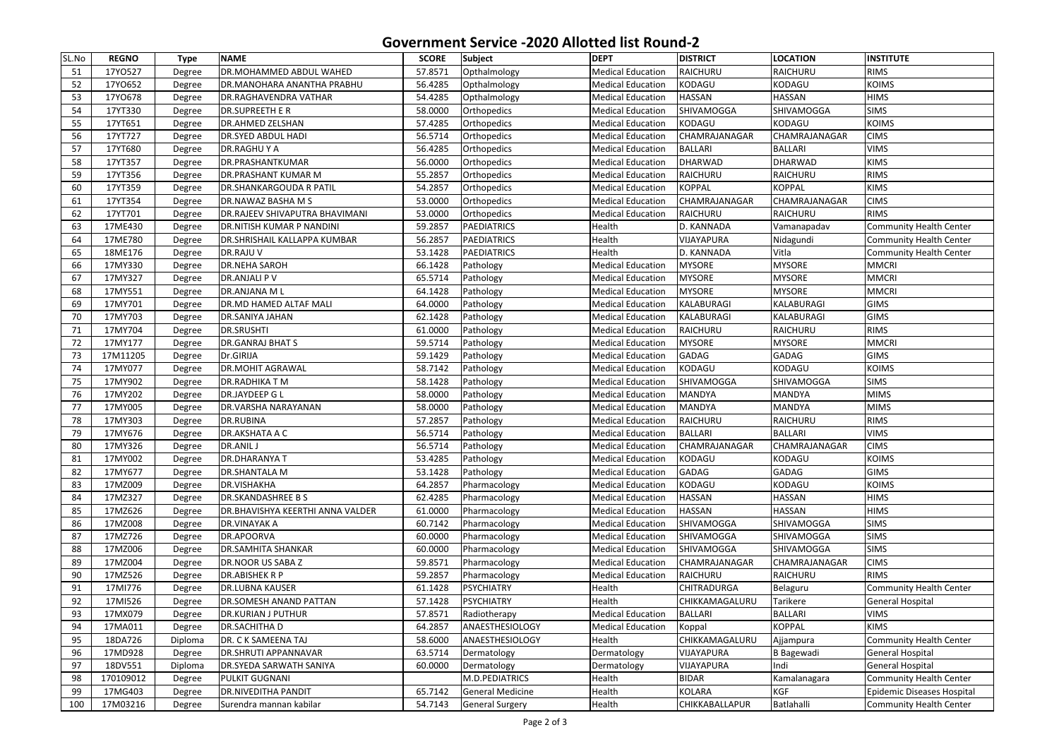# Government Service -2020 Allotted list Round-2

| SL.No | REGNO | Type | NAME | SCORE | Subject | DEPT | DISTRICT | LOCATION | INSTITUTE |
|---|---|---|---|---|---|---|---|---|---|
| 51 | 17YO527 | Degree | DR.MOHAMMED ABDUL WAHED | 57.8571 | Opthalmology | Medical Education | RAICHURU | RAICHURU | RIMS |
| 52 | 17YO652 | Degree | DR.MANOHARA ANANTHA PRABHU | 56.4285 | Opthalmology | Medical Education | KODAGU | KODAGU | KOIMS |
| 53 | 17YO678 | Degree | DR.RAGHAVENDRA VATHAR | 54.4285 | Opthalmology | Medical Education | HASSAN | HASSAN | HIMS |
| 54 | 17YT330 | Degree | DR.SUPREETH E R | 58.0000 | Orthopedics | Medical Education | SHIVAMOGGA | SHIVAMOGGA | SIMS |
| 55 | 17YT651 | Degree | DR.AHMED ZELSHAN | 57.4285 | Orthopedics | Medical Education | KODAGU | KODAGU | KOIMS |
| 56 | 17YT727 | Degree | DR.SYED ABDUL HADI | 56.5714 | Orthopedics | Medical Education | CHAMRAJANAGAR | CHAMRAJANAGAR | CIMS |
| 57 | 17YT680 | Degree | DR.RAGHU Y A | 56.4285 | Orthopedics | Medical Education | BALLARI | BALLARI | VIMS |
| 58 | 17YT357 | Degree | DR.PRASHANTKUMAR | 56.0000 | Orthopedics | Medical Education | DHARWAD | DHARWAD | KIMS |
| 59 | 17YT356 | Degree | DR.PRASHANT KUMAR M | 55.2857 | Orthopedics | Medical Education | RAICHURU | RAICHURU | RIMS |
| 60 | 17YT359 | Degree | DR.SHANKARGOUDA R PATIL | 54.2857 | Orthopedics | Medical Education | KOPPAL | KOPPAL | KIMS |
| 61 | 17YT354 | Degree | DR.NAWAZ BASHA M S | 53.0000 | Orthopedics | Medical Education | CHAMRAJANAGAR | CHAMRAJANAGAR | CIMS |
| 62 | 17YT701 | Degree | DR.RAJEEV SHIVAPUTRA BHAVIMANI | 53.0000 | Orthopedics | Medical Education | RAICHURU | RAICHURU | RIMS |
| 63 | 17ME430 | Degree | DR.NITISH KUMAR P NANDINI | 59.2857 | PAEDIATRICS | Health | D. KANNADA | Vamanapadav | Community Health Center |
| 64 | 17ME780 | Degree | DR.SHRISHAIL KALLAPPA KUMBAR | 56.2857 | PAEDIATRICS | Health | VIJAYAPURA | Nidagundi | Community Health Center |
| 65 | 18ME176 | Degree | DR.RAJU V | 53.1428 | PAEDIATRICS | Health | D. KANNADA | Vitla | Community Health Center |
| 66 | 17MY330 | Degree | DR.NEHA SAROH | 66.1428 | Pathology | Medical Education | MYSORE | MYSORE | MMCRI |
| 67 | 17MY327 | Degree | DR.ANJALI P V | 65.5714 | Pathology | Medical Education | MYSORE | MYSORE | MMCRI |
| 68 | 17MY551 | Degree | DR.ANJANA M L | 64.1428 | Pathology | Medical Education | MYSORE | MYSORE | MMCRI |
| 69 | 17MY701 | Degree | DR.MD HAMED ALTAF MALI | 64.0000 | Pathology | Medical Education | KALABURAGI | KALABURAGI | GIMS |
| 70 | 17MY703 | Degree | DR.SANIYA JAHAN | 62.1428 | Pathology | Medical Education | KALABURAGI | KALABURAGI | GIMS |
| 71 | 17MY704 | Degree | DR.SRUSHTI | 61.0000 | Pathology | Medical Education | RAICHURU | RAICHURU | RIMS |
| 72 | 17MY177 | Degree | DR.GANRAJ BHAT S | 59.5714 | Pathology | Medical Education | MYSORE | MYSORE | MMCRI |
| 73 | 17M11205 | Degree | Dr.GIRIJA | 59.1429 | Pathology | Medical Education | GADAG | GADAG | GIMS |
| 74 | 17MY077 | Degree | DR.MOHIT AGRAWAL | 58.7142 | Pathology | Medical Education | KODAGU | KODAGU | KOIMS |
| 75 | 17MY902 | Degree | DR.RADHIKA T M | 58.1428 | Pathology | Medical Education | SHIVAMOGGA | SHIVAMOGGA | SIMS |
| 76 | 17MY202 | Degree | DR.JAYDEEP G L | 58.0000 | Pathology | Medical Education | MANDYA | MANDYA | MIMS |
| 77 | 17MY005 | Degree | DR.VARSHA NARAYANAN | 58.0000 | Pathology | Medical Education | MANDYA | MANDYA | MIMS |
| 78 | 17MY303 | Degree | DR.RUBINA | 57.2857 | Pathology | Medical Education | RAICHURU | RAICHURU | RIMS |
| 79 | 17MY676 | Degree | DR.AKSHATA A C | 56.5714 | Pathology | Medical Education | BALLARI | BALLARI | VIMS |
| 80 | 17MY326 | Degree | DR.ANIL J | 56.5714 | Pathology | Medical Education | CHAMRAJANAGAR | CHAMRAJANAGAR | CIMS |
| 81 | 17MY002 | Degree | DR.DHARANYA T | 53.4285 | Pathology | Medical Education | KODAGU | KODAGU | KOIMS |
| 82 | 17MY677 | Degree | DR.SHANTALA M | 53.1428 | Pathology | Medical Education | GADAG | GADAG | GIMS |
| 83 | 17MZ009 | Degree | DR.VISHAKHA | 64.2857 | Pharmacology | Medical Education | KODAGU | KODAGU | KOIMS |
| 84 | 17MZ327 | Degree | DR.SKANDASHREE B S | 62.4285 | Pharmacology | Medical Education | HASSAN | HASSAN | HIMS |
| 85 | 17MZ626 | Degree | DR.BHAVISHYA KEERTHI ANNA VALDER | 61.0000 | Pharmacology | Medical Education | HASSAN | HASSAN | HIMS |
| 86 | 17MZ008 | Degree | DR.VINAYAK A | 60.7142 | Pharmacology | Medical Education | SHIVAMOGGA | SHIVAMOGGA | SIMS |
| 87 | 17MZ726 | Degree | DR.APOORVA | 60.0000 | Pharmacology | Medical Education | SHIVAMOGGA | SHIVAMOGGA | SIMS |
| 88 | 17MZ006 | Degree | DR.SAMHITA SHANKAR | 60.0000 | Pharmacology | Medical Education | SHIVAMOGGA | SHIVAMOGGA | SIMS |
| 89 | 17MZ004 | Degree | DR.NOOR US SABA Z | 59.8571 | Pharmacology | Medical Education | CHAMRAJANAGAR | CHAMRAJANAGAR | CIMS |
| 90 | 17MZ526 | Degree | DR.ABISHEK R P | 59.2857 | Pharmacology | Medical Education | RAICHURU | RAICHURU | RIMS |
| 91 | 17MI776 | Degree | DR.LUBNA KAUSER | 61.1428 | PSYCHIATRY | Health | CHITRADURGA | Belaguru | Community Health Center |
| 92 | 17MI526 | Degree | DR.SOMESH ANAND PATTAN | 57.1428 | PSYCHIATRY | Health | CHIKKAMAGALURU | Tarikere | General Hospital |
| 93 | 17MX079 | Degree | DR.KURIAN J PUTHUR | 57.8571 | Radiotherapy | Medical Education | BALLARI | BALLARI | VIMS |
| 94 | 17MA011 | Degree | DR.SACHITHA D | 64.2857 | ANAESTHESIOLOGY | Medical Education | Koppal | KOPPAL | KIMS |
| 95 | 18DA726 | Diploma | DR. C K SAMEENA TAJ | 58.6000 | ANAESTHESIOLOGY | Health | CHIKKAMAGALURU | Ajjampura | Community Health Center |
| 96 | 17MD928 | Degree | DR.SHRUTI APPANNAVAR | 63.5714 | Dermatology | Dermatology | VIJAYAPURA | B Bagewadi | General Hospital |
| 97 | 18DV551 | Diploma | DR.SYEDA SARWATH SANIYA | 60.0000 | Dermatology | Dermatology | VIJAYAPURA | Indi | General Hospital |
| 98 | 170109012 | Degree | PULKIT GUGNANI | | M.D.PEDIATRICS | Health | BIDAR | Kamalanagara | Community Health Center |
| 99 | 17MG403 | Degree | DR.NIVEDITHA PANDIT | 65.7142 | General Medicine | Health | KOLARA | KGF | Epidemic Diseases Hospital |
| 100 | 17M03216 | Degree | Surendra mannan kabilar | 54.7143 | General Surgery | Health | CHIKKABALLAPUR | Batlahalli | Community Health Center |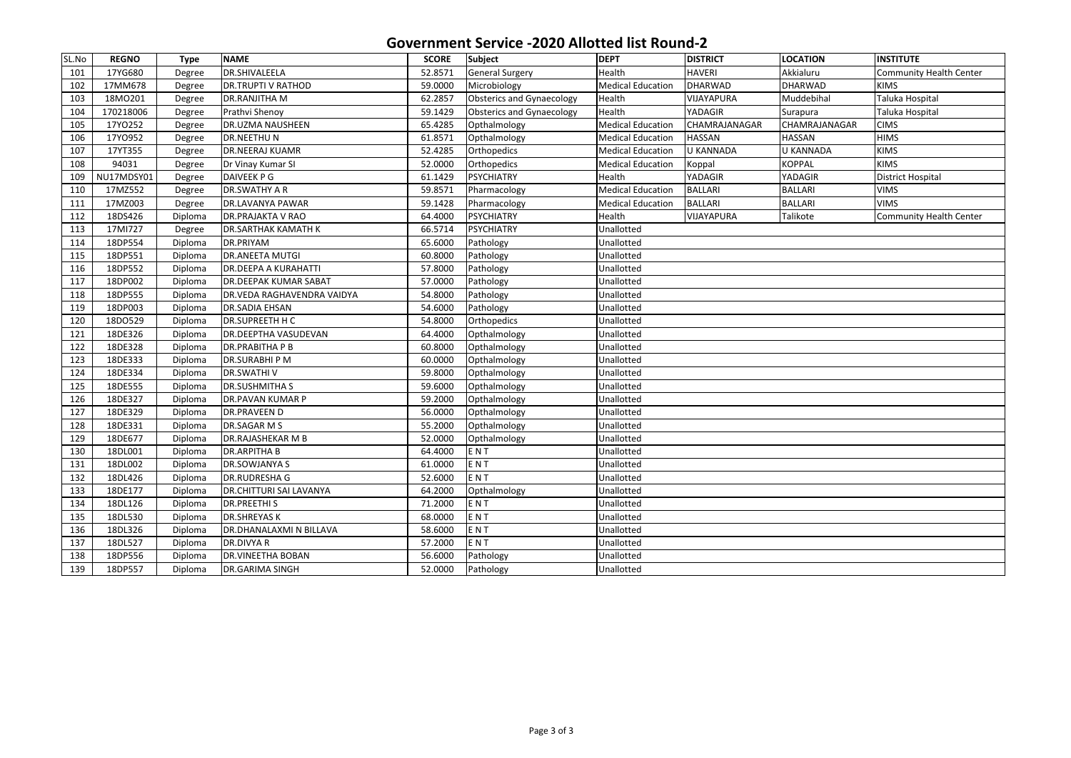# Government Service -2020 Allotted list Round-2

| SL.No | REGNO | Type | NAME | SCORE | Subject | DEPT | DISTRICT | LOCATION | INSTITUTE |
|---|---|---|---|---|---|---|---|---|---|
| 101 | 17YG680 | Degree | DR.SHIVALEELA | 52.8571 | General Surgery | Health | HAVERI | Akkialuru | Community Health Center |
| 102 | 17MM678 | Degree | DR.TRUPTI V RATHOD | 59.0000 | Microbiology | Medical Education | DHARWAD | DHARWAD | KIMS |
| 103 | 18MO201 | Degree | DR.RANJITHA M | 62.2857 | Obsterics and Gynaecology | Health | VIJAYAPURA | Muddebihal | Taluka Hospital |
| 104 | 170218006 | Degree | Prathvi Shenoy | 59.1429 | Obsterics and Gynaecology | Health | YADAGIR | Surapura | Taluka Hospital |
| 105 | 17YO252 | Degree | DR.UZMA NAUSHEEN | 65.4285 | Opthalmology | Medical Education | CHAMRAJANAGAR | CHAMRAJANAGAR | CIMS |
| 106 | 17YO952 | Degree | DR.NEETHU N | 61.8571 | Opthalmology | Medical Education | HASSAN | HASSAN | HIMS |
| 107 | 17YT355 | Degree | DR.NEERAJ KUAMR | 52.4285 | Orthopedics | Medical Education | U KANNADA | U KANNADA | KIMS |
| 108 | 94031 | Degree | Dr Vinay Kumar SI | 52.0000 | Orthopedics | Medical Education | Koppal | KOPPAL | KIMS |
| 109 | NU17MDSY01 | Degree | DAIVEEK P G | 61.1429 | PSYCHIATRY | Health | YADAGIR | YADAGIR | District Hospital |
| 110 | 17MZ552 | Degree | DR.SWATHY A R | 59.8571 | Pharmacology | Medical Education | BALLARI | BALLARI | VIMS |
| 111 | 17MZ003 | Degree | DR.LAVANYA PAWAR | 59.1428 | Pharmacology | Medical Education | BALLARI | BALLARI | VIMS |
| 112 | 18DS426 | Diploma | DR.PRAJAKTA V RAO | 64.4000 | PSYCHIATRY | Health | VIJAYAPURA | Talikote | Community Health Center |
| 113 | 17MI727 | Degree | DR.SARTHAK KAMATH K | 66.5714 | PSYCHIATRY | Unallotted | | | |
| 114 | 18DP554 | Diploma | DR.PRIYAM | 65.6000 | Pathology | Unallotted | | | |
| 115 | 18DP551 | Diploma | DR.ANEETA MUTGI | 60.8000 | Pathology | Unallotted | | | |
| 116 | 18DP552 | Diploma | DR.DEEPA A KURAHATTI | 57.8000 | Pathology | Unallotted | | | |
| 117 | 18DP002 | Diploma | DR.DEEPAK KUMAR SABAT | 57.0000 | Pathology | Unallotted | | | |
| 118 | 18DP555 | Diploma | DR.VEDA RAGHAVENDRA VAIDYA | 54.8000 | Pathology | Unallotted | | | |
| 119 | 18DP003 | Diploma | DR.SADIA EHSAN | 54.6000 | Pathology | Unallotted | | | |
| 120 | 18DO529 | Diploma | DR.SUPREETH H C | 54.8000 | Orthopedics | Unallotted | | | |
| 121 | 18DE326 | Diploma | DR.DEEPTHA VASUDEVAN | 64.4000 | Opthalmology | Unallotted | | | |
| 122 | 18DE328 | Diploma | DR.PRABITHA P B | 60.8000 | Opthalmology | Unallotted | | | |
| 123 | 18DE333 | Diploma | DR.SURABHI P M | 60.0000 | Opthalmology | Unallotted | | | |
| 124 | 18DE334 | Diploma | DR.SWATHI V | 59.8000 | Opthalmology | Unallotted | | | |
| 125 | 18DE555 | Diploma | DR.SUSHMITHA S | 59.6000 | Opthalmology | Unallotted | | | |
| 126 | 18DE327 | Diploma | DR.PAVAN KUMAR P | 59.2000 | Opthalmology | Unallotted | | | |
| 127 | 18DE329 | Diploma | DR.PRAVEEN D | 56.0000 | Opthalmology | Unallotted | | | |
| 128 | 18DE331 | Diploma | DR.SAGAR M S | 55.2000 | Opthalmology | Unallotted | | | |
| 129 | 18DE677 | Diploma | DR.RAJASHEKAR M B | 52.0000 | Opthalmology | Unallotted | | | |
| 130 | 18DL001 | Diploma | DR.ARPITHA B | 64.4000 | E N T | Unallotted | | | |
| 131 | 18DL002 | Diploma | DR.SOWJANYA S | 61.0000 | E N T | Unallotted | | | |
| 132 | 18DL426 | Diploma | DR.RUDRESHA G | 52.6000 | E N T | Unallotted | | | |
| 133 | 18DE177 | Diploma | DR.CHITTURI SAI LAVANYA | 64.2000 | Opthalmology | Unallotted | | | |
| 134 | 18DL126 | Diploma | DR.PREETHI S | 71.2000 | E N T | Unallotted | | | |
| 135 | 18DL530 | Diploma | DR.SHREYAS K | 68.0000 | E N T | Unallotted | | | |
| 136 | 18DL326 | Diploma | DR.DHANALAXMI N BILLAVA | 58.6000 | E N T | Unallotted | | | |
| 137 | 18DL527 | Diploma | DR.DIVYA R | 57.2000 | E N T | Unallotted | | | |
| 138 | 18DP556 | Diploma | DR.VINEETHA BOBAN | 56.6000 | Pathology | Unallotted | | | |
| 139 | 18DP557 | Diploma | DR.GARIMA SINGH | 52.0000 | Pathology | Unallotted | | | |